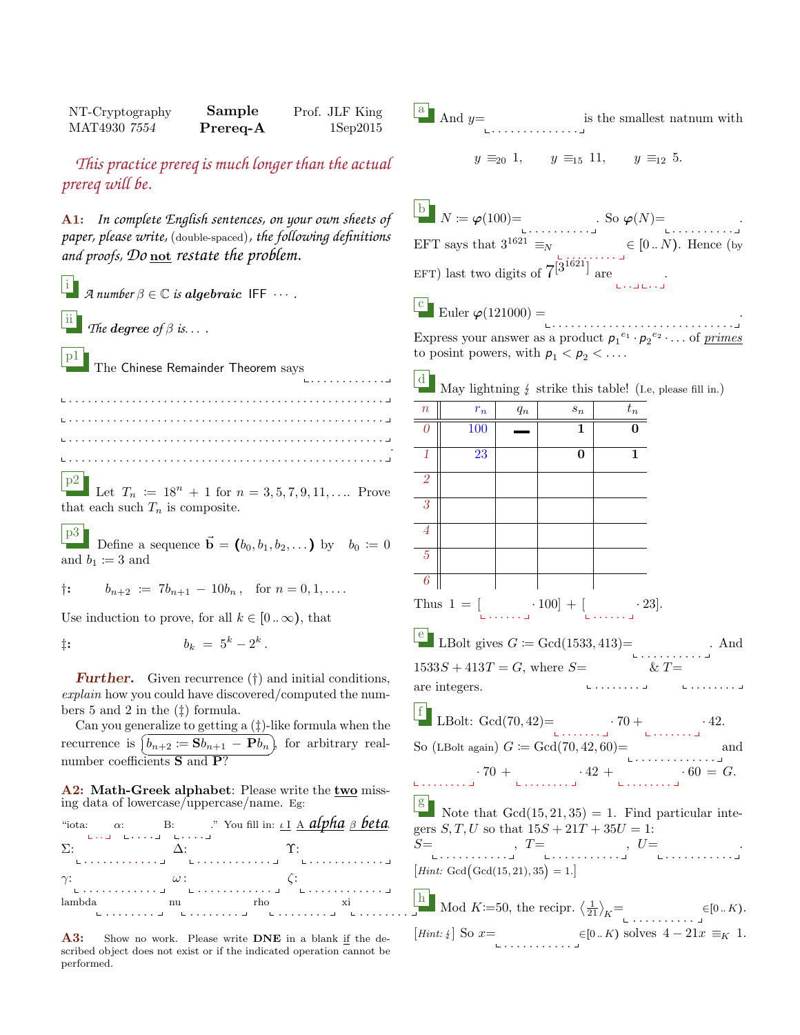NT-Cryptography MAT4930 7554 — **Sample Prereq-A** — Prof. JLF King 1Sep2015

*This practice prereq is much longer than the actual prereq will be.*

**A1:** *In complete English sentences, on your own sheets of paper, please write,* (double-spaced)*, the following definitions and proofs, Do* ***not*** *restate the problem.*

**i** *A number $\beta \in \mathbb{C}$ is **algebraic*** IFF $\cdots$ .

**ii** *The **degree** of $\beta$ is. . .* .

**p1** The Chinese Remainder Theorem says ............

..................................................

..................................................

..................................................

.................................................. .

**p2** Let $T_n := 18^n + 1$ for $n = 3, 5, 7, 9, 11, \ldots$. Prove that each such $T_n$ is composite.

**p3** Define a sequence $\vec{\mathbf{b}} = (b_0, b_1, b_2, \ldots)$ by $b_0 := 0$ and $b_1 := 3$ and

$$\dagger: \quad b_{n+2} := 7b_{n+1} - 10b_n, \quad \text{for } n = 0, 1, \ldots.$$

Use induction to prove, for all $k \in [0..\infty)$, that

$$\ddagger: \quad b_k = 5^k - 2^k.$$

***Further.*** Given recurrence (†) and initial conditions, *explain* how you could have discovered/computed the numbers 5 and 2 in the (‡) formula.

Can you generalize to getting a (‡)-like formula when the recurrence is $b_{n+2} := \mathbf{S}b_{n+1} - \mathbf{P}b_n$, for arbitrary real-number coefficients $\mathbf{S}$ and $\mathbf{P}$?

**A2: Math-Greek alphabet**: Please write the **two** missing data of lowercase/uppercase/name. Eg:

"iota: ...... $\alpha$: ...... B: ......." You fill in: $\iota$ I A *alpha* $\beta$ *beta*.

$\Sigma$: ............ $\Delta$: ............ $\Upsilon$: ............

$\gamma$: ............ $\omega$: ............ $\zeta$: ............

lambda ............ nu ............ rho ............ xi ............

**A3:** Show no work. Please write **DNE** in a blank if the described object does not exist or if the indicated operation cannot be performed.

**a** And $y=$ ............ is the smallest natnum with

$$y \equiv_{20} 1, \qquad y \equiv_{15} 11, \qquad y \equiv_{12} 5.$$

**b** $N := \varphi(100) =$ ............ . So $\varphi(N) =$ ............ .

EFT says that $3^{1621} \equiv_N$ ............ $\in [0..N)$. Hence (by EFT) last two digits of $7^{[3^{1621}]}$ are ...... .

**c** Euler $\varphi(121000) =$ ............ .

Express your answer as a product $p_1^{e_1} \cdot p_2^{e_2} \cdot \ldots$ of *primes* to posint powers, with $p_1 < p_2 < \ldots$.

**d** May lightning ↯ strike this table! (I.e, please fill in.)

| $n$ | $r_n$ | $q_n$ | $s_n$ | $t_n$ |
|---|---|---|---|---|
| 0 | 100 | — | **1** | **0** |
| 1 | 23 | | **0** | **1** |
| 2 | | | | |
| 3 | | | | |
| 4 | | | | |
| 5 | | | | |
| 6 | | | | |

Thus $1 = [$ ...... $\cdot 100] + [$ ...... $\cdot 23]$.

**e** LBolt gives $G := \text{Gcd}(1533, 413) =$ ............ . And $1533S + 413T = G$, where $S=$ ............ & $T=$ ............ are integers.

**f** LBolt: $\text{Gcd}(70, 42) =$ ........ $\cdot 70 +$ ........ $\cdot 42$.

So (LBolt again) $G := \text{Gcd}(70, 42, 60) =$ ............ and

........ $\cdot 70 +$ ........ $\cdot 42 +$ ........ $\cdot 60 = G$.

**g** Note that $\text{Gcd}(15, 21, 35) = 1$. Find particular integers $S, T, U$ so that $15S + 21T + 35U = 1$:

$S=$ ............ , $T=$ ............ , $U=$ ............ .

[*Hint:* $\text{Gcd}\big(\text{Gcd}(15, 21), 35\big) = 1$.]

**h** Mod $K := 50$, the recipr. $\left\langle \frac{1}{21} \right\rangle_K =$ ............ $\in [0..K)$.

[*Hint:* ↯] So $x=$ ............ $\in [0..K)$ solves $4 - 21x \equiv_K 1$.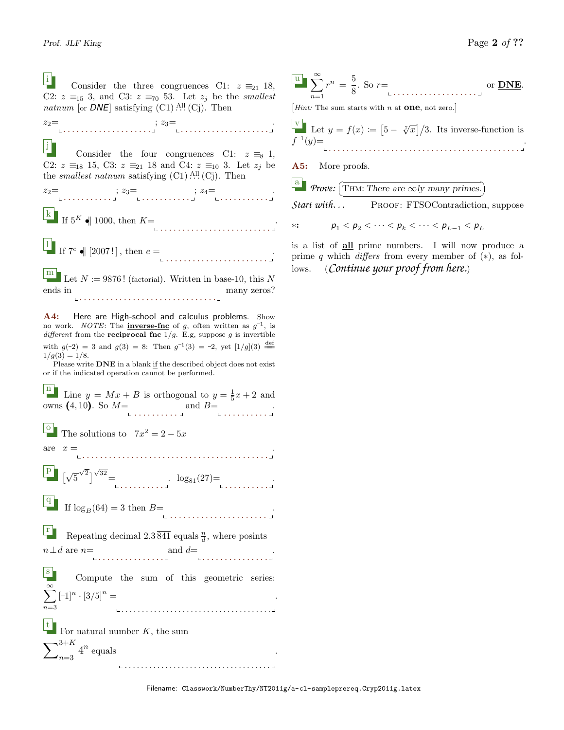**i** Consider the three congruences C1: $z \equiv_{21} 18$, C2: $z \equiv_{15} 3$, and C3: $z \equiv_{70} 53$. Let $z_j$ be the *smallest natnum* [or *DNE*] satisfying (C1) $\overset{\text{All}}{\therefore}$ (Cj). Then

$z_2$= ................................ ; $z_3$= ................................ .

**j** Consider the four congruences C1: $z \equiv_8 1$, C2: $z \equiv_{18} 15$, C3: $z \equiv_{21} 18$ and C4: $z \equiv_{10} 3$. Let $z_j$ be the *smallest natnum* satisfying (C1) $\overset{\text{All}}{\therefore}$ (Cj). Then

$z_2$= .................. ; $z_3$= .................. ; $z_4$= .................. .

**k** If $5^K \bullet\!\| 1000$, then $K$= ................................ .

**l** If $7^e \bullet\!\| [2007!]$, then $e$ = ................................ .

**m** Let $N := 9876!$ (factorial). Written in base-10, this $N$ ends in ................................ many zeros?

**A4:** Here are High-school and calculus problems. Show no work. *NOTE*: The **inverse-fnc** of $g$, often written as $g^{-1}$, is *different* from the **reciprocal fnc** $1/g$. E.g, suppose $g$ is invertible with $g(\text{-}2) = 3$ and $g(3) = 8$: Then $g^{-1}(3) = \text{-}2$, yet $[1/g](3) \stackrel{\text{def}}{=} 1/g(3) = 1/8$.

Please write **DNE** in a blank if the described object does not exist or if the indicated operation cannot be performed.

**n** Line $y = Mx + B$ is orthogonal to $y = \frac{1}{5}x + 2$ and owns $(4, 10)$. So $M$= .................. and $B$= .................. .

**o** The solutions to $7x^2 = 2 - 5x$

are $x$ = ................................................................ .

**p** $\left[\sqrt{5}^{\sqrt{2}}\right]^{\sqrt{32}}$= .................. . $\log_{81}(27)$= .................. .

**q** If $\log_B(64) = 3$ then $B$= ................................ .

**r** Repeating decimal $2.3\overline{841}$ equals $\frac{n}{d}$, where posints $n \perp d$ are $n$= .................. and $d$= .................. .

**s** Compute the sum of this geometric series:
$$\sum_{n=3}^{\infty} [\text{-}1]^n \cdot [3/5]^n = \text{................................}$$

**t** For natural number $K$, the sum
$$\sum_{n=3}^{3+K} 4^n \text{ equals } \text{................................}$$

**u** $\displaystyle\sum_{n=1}^{\infty} r^n = \frac{5}{8}$. So $r$= ................................ or **DNE**.

[*Hint:* The sum starts with $n$ at **one**, not zero.]

**v** Let $y = f(x) := \left[5 - \sqrt[7]{x}\right]/3$. Its inverse-function is $f^{-1}(y)$= ................................................................ .

**A5:** More proofs.

**a** *Prove:* (Thm: *There are $\infty$ly many primes.*)

*Start with...* Proof: FTSOContradiction, suppose

$$*: \qquad p_1 < p_2 < \cdots < p_k < \cdots < p_{L-1} < p_L$$

is a list of **all** prime numbers. I will now produce a prime $q$ which *differs* from every member of $(*)$, as follows. (*Continue your proof from here.*)

Filename: `Classwork/NumberThy/NT2011g/a-cl-sampleprereq.Cryp2011g.latex`